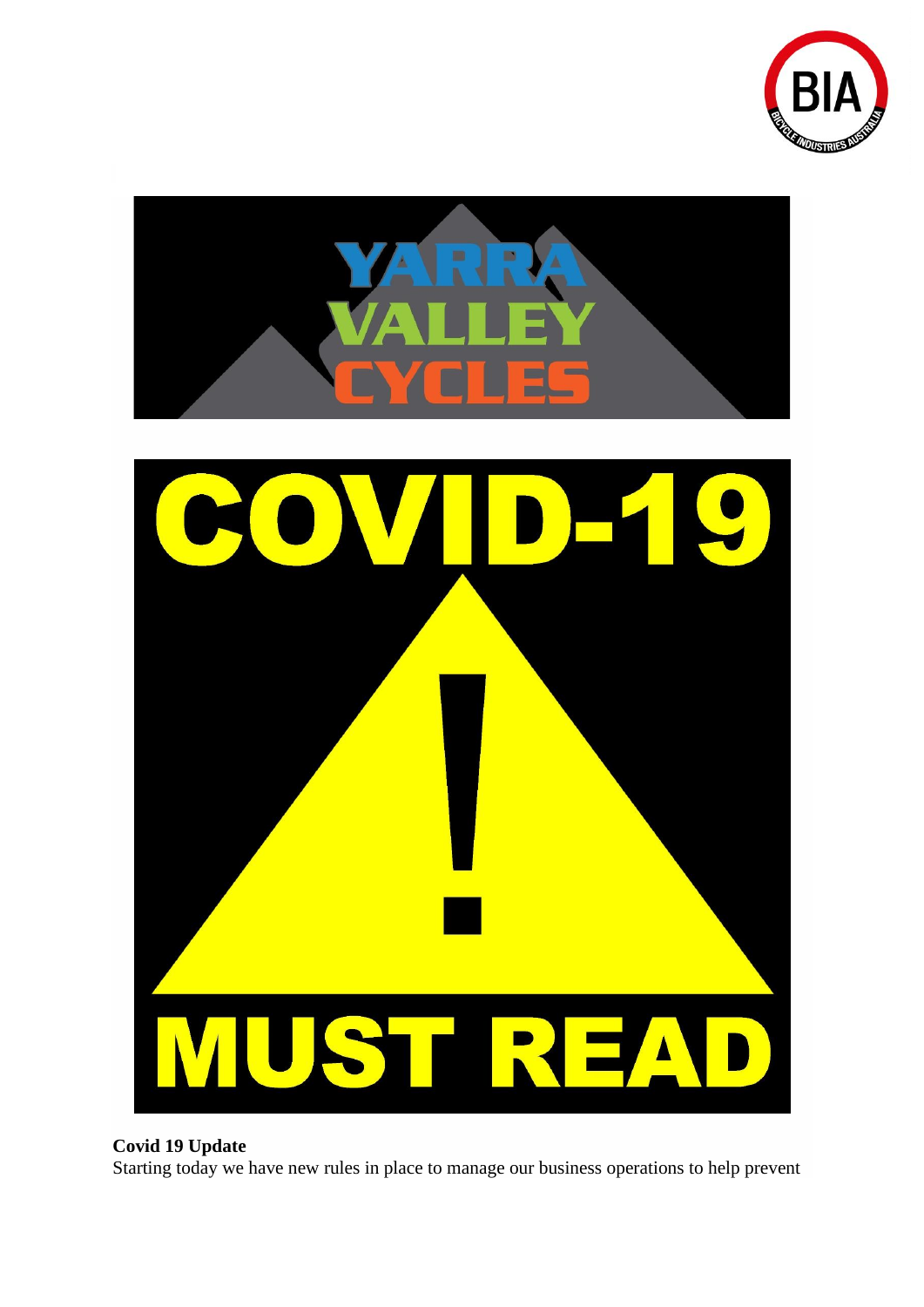**Covid 19 Update**

Starting today we have new rules in place to manage our business operations to help prevent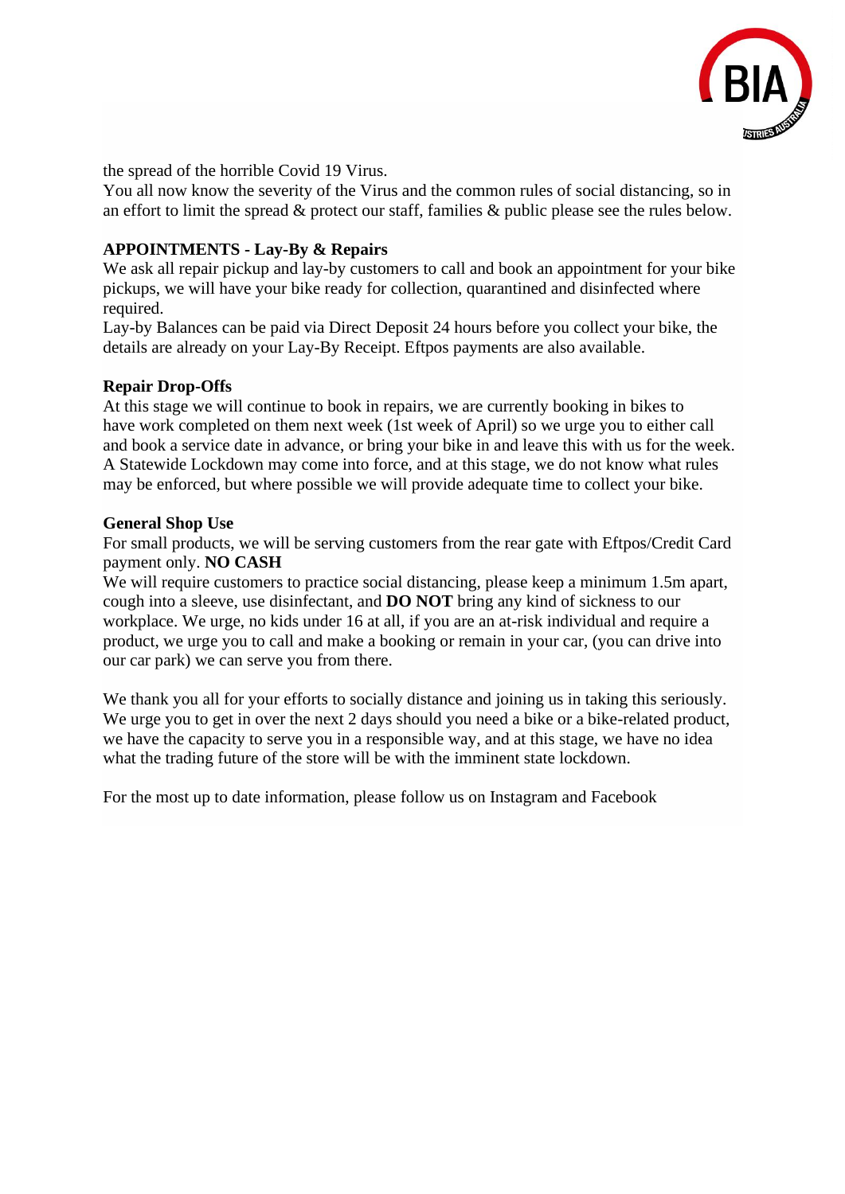the spread of the horrible Covid 19 Virus.
You all now know the severity of the Virus and the common rules of social distancing, so in an effort to limit the spread & protect our staff, families & public please see the rules below.

**APPOINTMENTS - Lay-By & Repairs**
We ask all repair pickup and lay-by customers to call and book an appointment for your bike pickups, we will have your bike ready for collection, quarantined and disinfected where required.
Lay-by Balances can be paid via Direct Deposit 24 hours before you collect your bike, the details are already on your Lay-By Receipt. Eftpos payments are also available.

**Repair Drop-Offs**
At this stage we will continue to book in repairs, we are currently booking in bikes to have work completed on them next week (1st week of April) so we urge you to either call and book a service date in advance, or bring your bike in and leave this with us for the week. A Statewide Lockdown may come into force, and at this stage, we do not know what rules may be enforced, but where possible we will provide adequate time to collect your bike.

**General Shop Use**
For small products, we will be serving customers from the rear gate with Eftpos/Credit Card payment only. **NO CASH**
We will require customers to practice social distancing, please keep a minimum 1.5m apart, cough into a sleeve, use disinfectant, and **DO NOT** bring any kind of sickness to our workplace. We urge, no kids under 16 at all, if you are an at-risk individual and require a product, we urge you to call and make a booking or remain in your car, (you can drive into our car park) we can serve you from there.

We thank you all for your efforts to socially distance and joining us in taking this seriously. We urge you to get in over the next 2 days should you need a bike or a bike-related product, we have the capacity to serve you in a responsible way, and at this stage, we have no idea what the trading future of the store will be with the imminent state lockdown.

For the most up to date information, please follow us on Instagram and Facebook